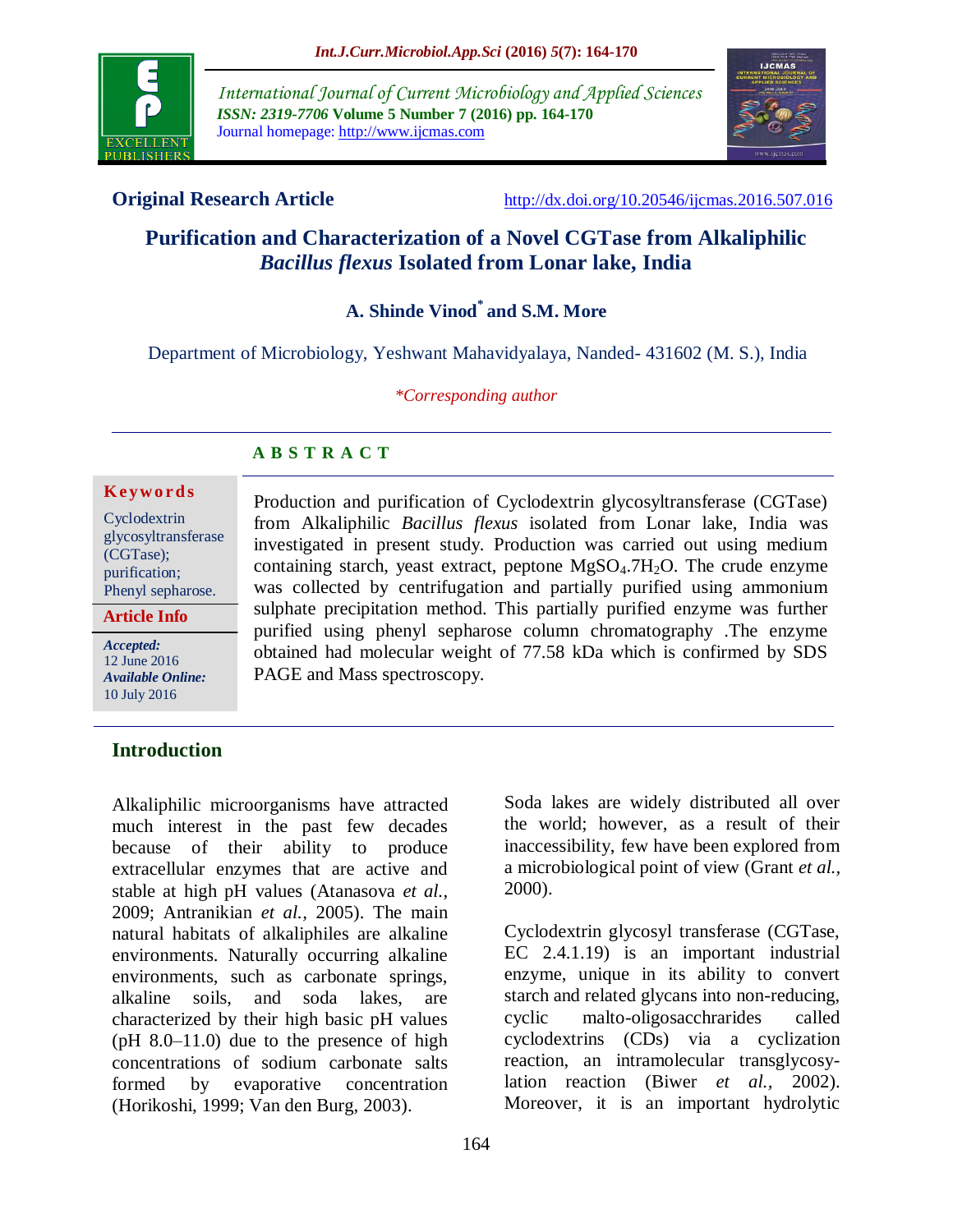**Original Research Article** http://dx.doi.org/10.20546/ijcmas.2016.507.016

# Purification and Characterization of a Novel CGTase from Alkaliphilic *Bacillus flexus* Isolated from Lonar lake, India

**A. Shinde Vinod*** **and S.M. More**

Department of Microbiology, Yeshwant Mahavidyalaya, Nanded- 431602 (M. S.), India

*\*Corresponding author*

## ABSTRACT

**Keywords**

Cyclodextrin glycosyltransferase (CGTase); purification; Phenyl sepharose.

**Article Info**

*Accepted:* 12 June 2016
*Available Online:* 10 July 2016

Production and purification of Cyclodextrin glycosyltransferase (CGTase) from Alkaliphilic *Bacillus flexus* isolated from Lonar lake, India was investigated in present study. Production was carried out using medium containing starch, yeast extract, peptone $MgSO_4.7H_2O$. The crude enzyme was collected by centrifugation and partially purified using ammonium sulphate precipitation method. This partially purified enzyme was further purified using phenyl sepharose column chromatography .The enzyme obtained had molecular weight of 77.58 kDa which is confirmed by SDS PAGE and Mass spectroscopy.

## Introduction

Alkaliphilic microorganisms have attracted much interest in the past few decades because of their ability to produce extracellular enzymes that are active and stable at high pH values (Atanasova *et al.*, 2009; Antranikian *et al.*, 2005). The main natural habitats of alkaliphiles are alkaline environments. Naturally occurring alkaline environments, such as carbonate springs, alkaline soils, and soda lakes, are characterized by their high basic pH values (pH 8.0–11.0) due to the presence of high concentrations of sodium carbonate salts formed by evaporative concentration (Horikoshi, 1999; Van den Burg, 2003).

Soda lakes are widely distributed all over the world; however, as a result of their inaccessibility, few have been explored from a microbiological point of view (Grant *et al.*, 2000).

Cyclodextrin glycosyl transferase (CGTase, EC 2.4.1.19) is an important industrial enzyme, unique in its ability to convert starch and related glycans into non-reducing, cyclic malto-oligosacchrarides called cyclodextrins (CDs) via a cyclization reaction, an intramolecular transglycosylation reaction (Biwer *et al.*, 2002). Moreover, it is an important hydrolytic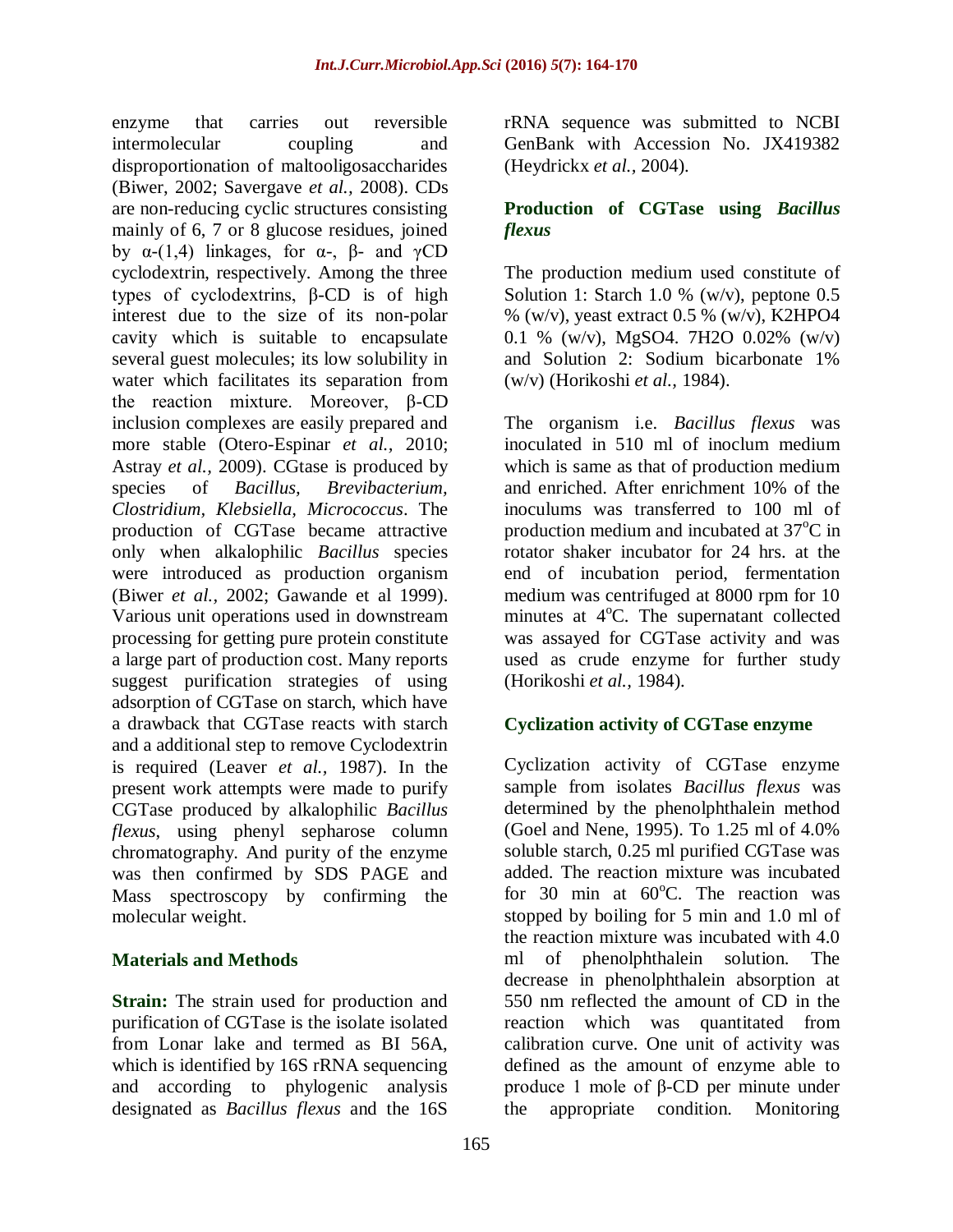enzyme that carries out reversible intermolecular coupling and disproportionation of maltooligosaccharides (Biwer, 2002; Savergave *et al.,* 2008). CDs are non-reducing cyclic structures consisting mainly of 6, 7 or 8 glucose residues, joined by α-(1,4) linkages, for α-, β- and γCD cyclodextrin, respectively. Among the three types of cyclodextrins, β-CD is of high interest due to the size of its non-polar cavity which is suitable to encapsulate several guest molecules; its low solubility in water which facilitates its separation from the reaction mixture. Moreover, β-CD inclusion complexes are easily prepared and more stable (Otero-Espinar *et al.,* 2010; Astray *et al.,* 2009). CGtase is produced by species of *Bacillus, Brevibacterium, Clostridium, Klebsiella, Micrococcus*. The production of CGTase became attractive only when alkalophilic *Bacillus* species were introduced as production organism (Biwer *et al.,* 2002; Gawande et al 1999). Various unit operations used in downstream processing for getting pure protein constitute a large part of production cost. Many reports suggest purification strategies of using adsorption of CGTase on starch, which have a drawback that CGTase reacts with starch and a additional step to remove Cyclodextrin is required (Leaver *et al.,* 1987). In the present work attempts were made to purify CGTase produced by alkalophilic *Bacillus flexus*, using phenyl sepharose column chromatography. And purity of the enzyme was then confirmed by SDS PAGE and Mass spectroscopy by confirming the molecular weight.

## Materials and Methods

**Strain:** The strain used for production and purification of CGTase is the isolate isolated from Lonar lake and termed as BI 56A, which is identified by 16S rRNA sequencing and according to phylogenic analysis designated as *Bacillus flexus* and the 16S rRNA sequence was submitted to NCBI GenBank with Accession No. JX419382 (Heydrickx *et al.,* 2004).

### Production of CGTase using *Bacillus flexus*

The production medium used constitute of Solution 1: Starch 1.0 % (w/v), peptone 0.5 % (w/v), yeast extract 0.5 % (w/v), $K_2HPO_4$ 0.1 % (w/v), $MgSO_4 \cdot 7H_2O$ 0.02% (w/v) and Solution 2: Sodium bicarbonate 1% (w/v) (Horikoshi *et al.,* 1984).

The organism i.e. *Bacillus flexus* was inoculated in 510 ml of inoclum medium which is same as that of production medium and enriched. After enrichment 10% of the inoculums was transferred to 100 ml of production medium and incubated at 37$^o$C in rotator shaker incubator for 24 hrs. at the end of incubation period, fermentation medium was centrifuged at 8000 rpm for 10 minutes at 4$^o$C. The supernatant collected was assayed for CGTase activity and was used as crude enzyme for further study (Horikoshi *et al.,* 1984).

### Cyclization activity of CGTase enzyme

Cyclization activity of CGTase enzyme sample from isolates *Bacillus flexus* was determined by the phenolphthalein method (Goel and Nene, 1995). To 1.25 ml of 4.0% soluble starch, 0.25 ml purified CGTase was added. The reaction mixture was incubated for 30 min at 60$^o$C. The reaction was stopped by boiling for 5 min and 1.0 ml of the reaction mixture was incubated with 4.0 ml of phenolphthalein solution. The decrease in phenolphthalein absorption at 550 nm reflected the amount of CD in the reaction which was quantitated from calibration curve. One unit of activity was defined as the amount of enzyme able to produce 1 mole of β-CD per minute under the appropriate condition. Monitoring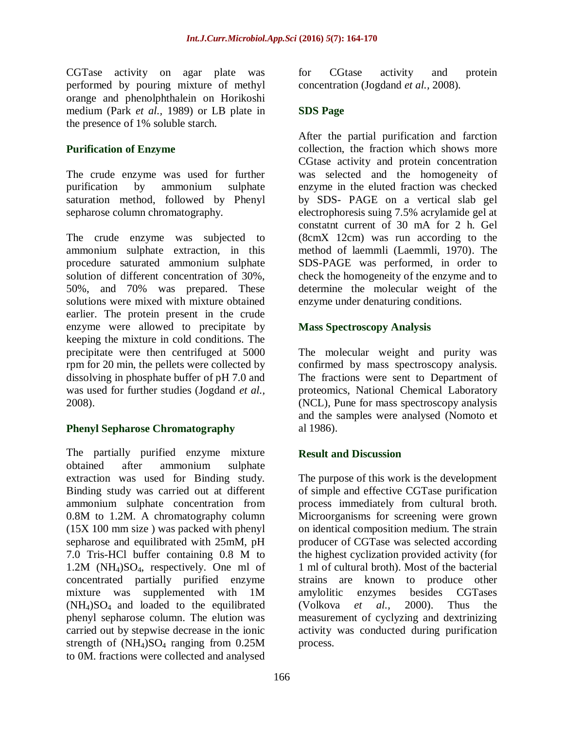CGTase activity on agar plate was performed by pouring mixture of methyl orange and phenolphthalein on Horikoshi medium (Park *et al.*, 1989) or LB plate in the presence of 1% soluble starch.

## Purification of Enzyme

The crude enzyme was used for further purification by ammonium sulphate saturation method, followed by Phenyl sepharose column chromatography.

The crude enzyme was subjected to ammonium sulphate extraction, in this procedure saturated ammonium sulphate solution of different concentration of 30%, 50%, and 70% was prepared. These solutions were mixed with mixture obtained earlier. The protein present in the crude enzyme were allowed to precipitate by keeping the mixture in cold conditions. The precipitate were then centrifuged at 5000 rpm for 20 min, the pellets were collected by dissolving in phosphate buffer of pH 7.0 and was used for further studies (Jogdand *et al.,* 2008).

## Phenyl Sepharose Chromatography

The partially purified enzyme mixture obtained after ammonium sulphate extraction was used for Binding study. Binding study was carried out at different ammonium sulphate concentration from 0.8M to 1.2M. A chromatography column (15X 100 mm size ) was packed with phenyl sepharose and equilibrated with 25mM, pH 7.0 Tris-HCl buffer containing 0.8 M to 1.2M $(NH_4)SO_4$, respectively. One ml of concentrated partially purified enzyme mixture was supplemented with 1M $(NH_4)SO_4$ and loaded to the equilibrated phenyl sepharose column. The elution was carried out by stepwise decrease in the ionic strength of $(NH_4)SO_4$ ranging from 0.25M to 0M. fractions were collected and analysed for CGtase activity and protein concentration (Jogdand *et al.,* 2008).

## SDS Page

After the partial purification and farction collection, the fraction which shows more CGtase activity and protein concentration was selected and the homogeneity of enzyme in the eluted fraction was checked by SDS- PAGE on a vertical slab gel electrophoresis suing 7.5% acrylamide gel at constatnt current of 30 mA for 2 h. Gel (8cmX 12cm) was run according to the method of laemmli (Laemmli, 1970). The SDS-PAGE was performed, in order to check the homogeneity of the enzyme and to determine the molecular weight of the enzyme under denaturing conditions.

## Mass Spectroscopy Analysis

The molecular weight and purity was confirmed by mass spectroscopy analysis. The fractions were sent to Department of proteomics, National Chemical Laboratory (NCL), Pune for mass spectroscopy analysis and the samples were analysed (Nomoto et al 1986).

## Result and Discussion

The purpose of this work is the development of simple and effective CGTase purification process immediately from cultural broth. Microorganisms for screening were grown on identical composition medium. The strain producer of CGTase was selected according the highest cyclization provided activity (for 1 ml of cultural broth). Most of the bacterial strains are known to produce other amylolitic enzymes besides CGTases (Volkova *et al.,* 2000). Thus the measurement of cyclyzing and dextrinizing activity was conducted during purification process.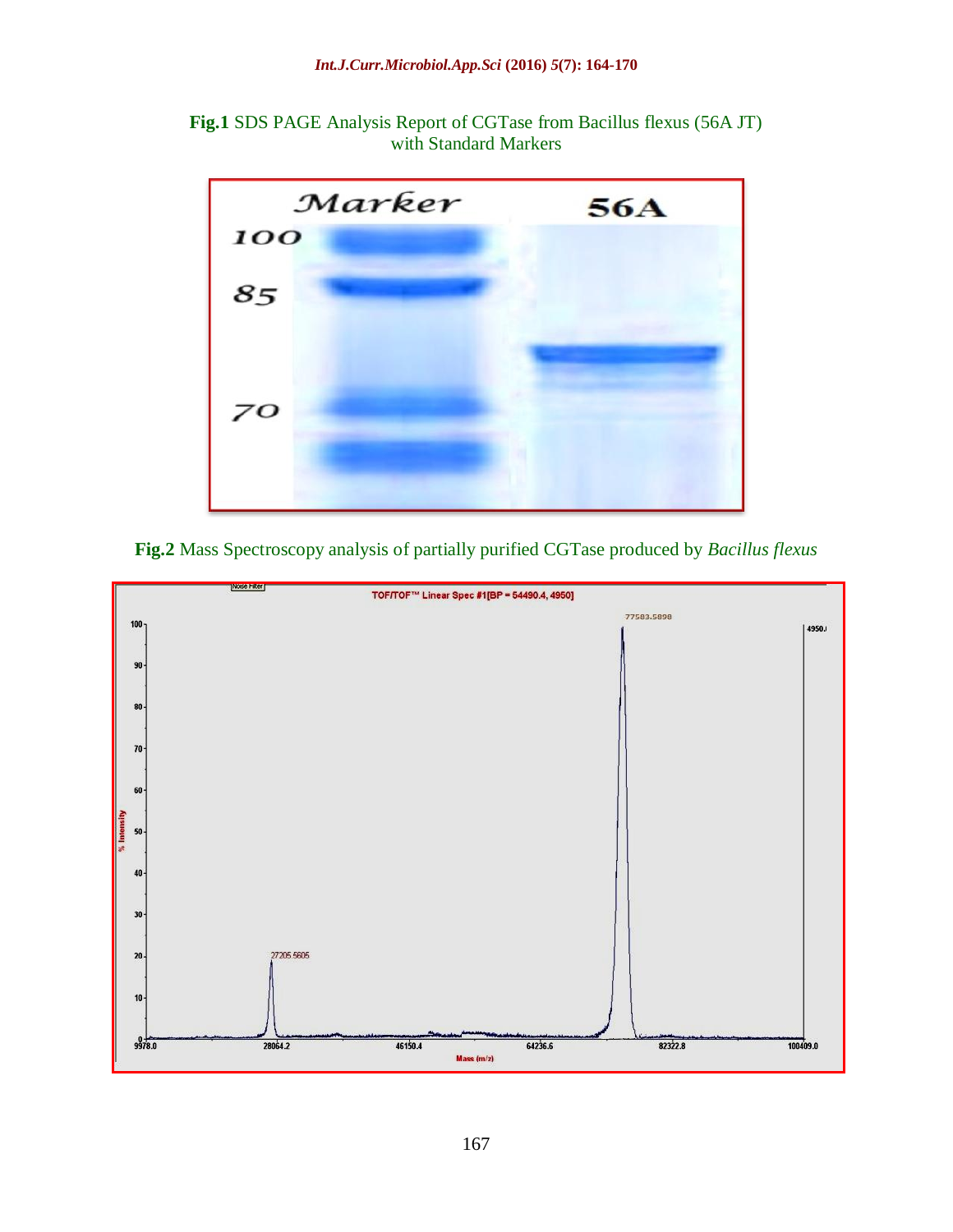**Fig.1** SDS PAGE Analysis Report of CGTase from Bacillus flexus (56A JT) with Standard Markers

**Fig.2** Mass Spectroscopy analysis of partially purified CGTase produced by *Bacillus flexus*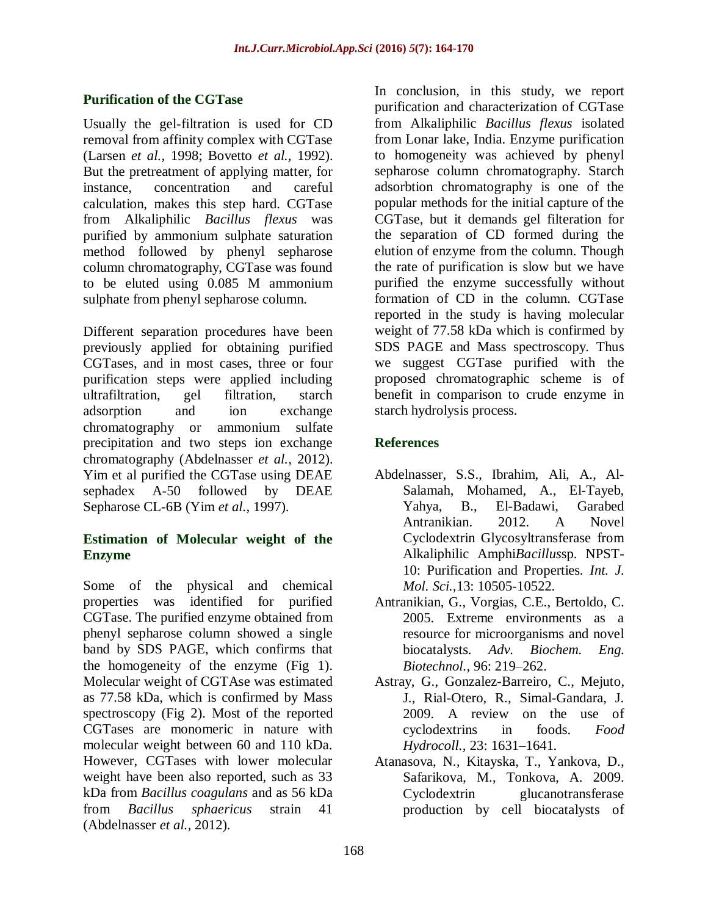### Purification of the CGTase

Usually the gel-filtration is used for CD removal from affinity complex with CGTase (Larsen *et al.,* 1998; Bovetto *et al.,* 1992). But the pretreatment of applying matter, for instance, concentration and careful calculation, makes this step hard. CGTase from Alkaliphilic *Bacillus flexus* was purified by ammonium sulphate saturation method followed by phenyl sepharose column chromatography, CGTase was found to be eluted using 0.085 M ammonium sulphate from phenyl sepharose column.

Different separation procedures have been previously applied for obtaining purified CGTases, and in most cases, three or four purification steps were applied including ultrafiltration, gel filtration, starch adsorption and ion exchange chromatography or ammonium sulfate precipitation and two steps ion exchange chromatography (Abdelnasser *et al.,* 2012). Yim et al purified the CGTase using DEAE sephadex A-50 followed by DEAE Sepharose CL-6B (Yim *et al.,* 1997).

### Estimation of Molecular weight of the Enzyme

Some of the physical and chemical properties was identified for purified CGTase. The purified enzyme obtained from phenyl sepharose column showed a single band by SDS PAGE, which confirms that the homogeneity of the enzyme (Fig 1). Molecular weight of CGTAse was estimated as 77.58 kDa, which is confirmed by Mass spectroscopy (Fig 2). Most of the reported CGTases are monomeric in nature with molecular weight between 60 and 110 kDa. However, CGTases with lower molecular weight have been also reported, such as 33 kDa from *Bacillus coagulans* and as 56 kDa from *Bacillus sphaericus* strain 41 (Abdelnasser *et al.,* 2012).

In conclusion, in this study, we report purification and characterization of CGTase from Alkaliphilic *Bacillus flexus* isolated from Lonar lake, India. Enzyme purification to homogeneity was achieved by phenyl sepharose column chromatography. Starch adsorbtion chromatography is one of the popular methods for the initial capture of the CGTase, but it demands gel filteration for the separation of CD formed during the elution of enzyme from the column. Though the rate of purification is slow but we have purified the enzyme successfully without formation of CD in the column. CGTase reported in the study is having molecular weight of 77.58 kDa which is confirmed by SDS PAGE and Mass spectroscopy. Thus we suggest CGTase purified with the proposed chromatographic scheme is of benefit in comparison to crude enzyme in starch hydrolysis process.

## References

Abdelnasser, S.S., Ibrahim, Ali, A., Al-Salamah, Mohamed, A., El-Tayeb, Yahya, B., El-Badawi, Garabed Antranikian. 2012. A Novel Cyclodextrin Glycosyltransferase from Alkaliphilic Amphi*Bacillus*sp. NPST-10: Purification and Properties. *Int. J. Mol. Sci.,*13: 10505-10522.

Antranikian, G., Vorgias, C.E., Bertoldo, C. 2005. Extreme environments as a resource for microorganisms and novel biocatalysts. *Adv. Biochem. Eng. Biotechnol.,* 96: 219–262.

Astray, G., Gonzalez-Barreiro, C., Mejuto, J., Rial-Otero, R., Simal-Gandara, J. 2009. A review on the use of cyclodextrins in foods. *Food Hydrocoll.,* 23: 1631–1641.

Atanasova, N., Kitayska, T., Yankova, D., Safarikova, M., Tonkova, A. 2009. Cyclodextrin glucanotransferase production by cell biocatalysts of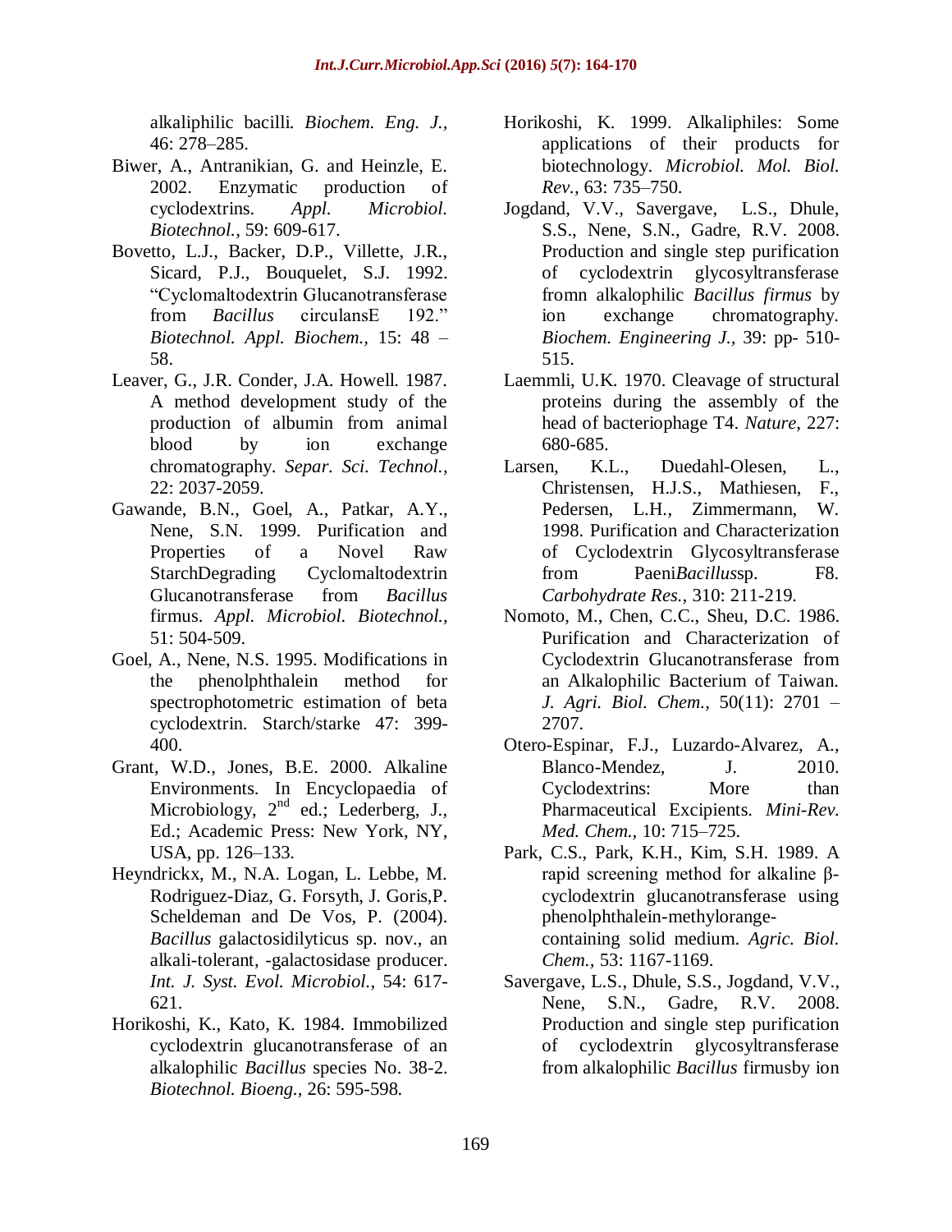alkaliphilic bacilli. *Biochem. Eng. J.,* 46: 278–285.

Biwer, A., Antranikian, G. and Heinzle, E. 2002. Enzymatic production of cyclodextrins. *Appl. Microbiol. Biotechnol.,* 59: 609-617.

Bovetto, L.J., Backer, D.P., Villette, J.R., Sicard, P.J., Bouquelet, S.J. 1992. "Cyclomaltodextrin Glucanotransferase from *Bacillus* circulansE 192." *Biotechnol. Appl. Biochem.,* 15: 48 – 58.

Leaver, G., J.R. Conder, J.A. Howell. 1987. A method development study of the production of albumin from animal blood by ion exchange chromatography. *Separ. Sci. Technol.,* 22: 2037-2059.

Gawande, B.N., Goel, A., Patkar, A.Y., Nene, S.N. 1999. Purification and Properties of a Novel Raw StarchDegrading Cyclomaltodextrin Glucanotransferase from *Bacillus* firmus. *Appl. Microbiol. Biotechnol.,* 51: 504-509.

Goel, A., Nene, N.S. 1995. Modifications in the phenolphthalein method for spectrophotometric estimation of beta cyclodextrin. Starch/starke 47: 399-400.

Grant, W.D., Jones, B.E. 2000. Alkaline Environments. In Encyclopaedia of Microbiology, 2nd ed.; Lederberg, J., Ed.; Academic Press: New York, NY, USA, pp. 126–133.

Heyndrickx, M., N.A. Logan, L. Lebbe, M. Rodriguez-Diaz, G. Forsyth, J. Goris,P. Scheldeman and De Vos, P. (2004). *Bacillus* galactosidilyticus sp. nov., an alkali-tolerant, -galactosidase producer. *Int. J. Syst. Evol. Microbiol.,* 54: 617-621.

Horikoshi, K., Kato, K. 1984. Immobilized cyclodextrin glucanotransferase of an alkalophilic *Bacillus* species No. 38-2. *Biotechnol. Bioeng.,* 26: 595-598.

Horikoshi, K. 1999. Alkaliphiles: Some applications of their products for biotechnology. *Microbiol. Mol. Biol. Rev.,* 63: 735–750.

Jogdand, V.V., Savergave, L.S., Dhule, S.S., Nene, S.N., Gadre, R.V. 2008. Production and single step purification of cyclodextrin glycosyltransferase fromn alkalophilic *Bacillus firmus* by ion exchange chromatography. *Biochem. Engineering J.,* 39: pp- 510-515.

Laemmli, U.K. 1970. Cleavage of structural proteins during the assembly of the head of bacteriophage T4. *Nature*, 227: 680-685.

Larsen, K.L., Duedahl-Olesen, L., Christensen, H.J.S., Mathiesen, F., Pedersen, L.H., Zimmermann, W. 1998. Purification and Characterization of Cyclodextrin Glycosyltransferase from Paeni*Bacillus*sp. F8. *Carbohydrate Res.,* 310: 211-219.

Nomoto, M., Chen, C.C., Sheu, D.C. 1986. Purification and Characterization of Cyclodextrin Glucanotransferase from an Alkalophilic Bacterium of Taiwan. *J. Agri. Biol. Chem.,* 50(11): 2701 – 2707.

Otero-Espinar, F.J., Luzardo-Alvarez, A., Blanco-Mendez, J. 2010. Cyclodextrins: More than Pharmaceutical Excipients. *Mini-Rev. Med. Chem.,* 10: 715–725.

Park, C.S., Park, K.H., Kim, S.H. 1989. A rapid screening method for alkaline β-cyclodextrin glucanotransferase using phenolphthalein-methylorange-containing solid medium. *Agric. Biol. Chem.,* 53: 1167-1169.

Savergave, L.S., Dhule, S.S., Jogdand, V.V., Nene, S.N., Gadre, R.V. 2008. Production and single step purification of cyclodextrin glycosyltransferase from alkalophilic *Bacillus* firmusby ion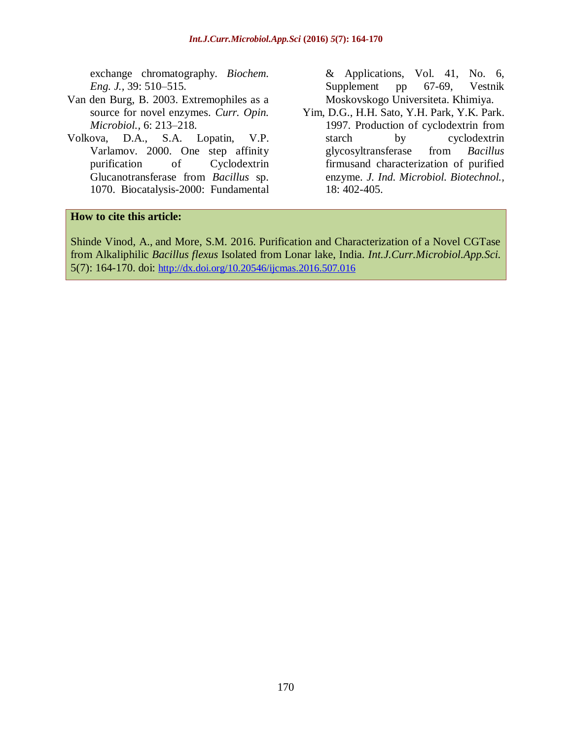exchange chromatography. *Biochem. Eng. J.,* 39: 510–515.

Van den Burg, B. 2003. Extremophiles as a source for novel enzymes. *Curr. Opin. Microbiol.*, 6: 213–218.

Volkova, D.A., S.A. Lopatin, V.P. Varlamov. 2000. One step affinity purification of Cyclodextrin Glucanotransferase from *Bacillus* sp. 1070. Biocatalysis-2000: Fundamental & Applications, Vol. 41, No. 6, Supplement pp 67-69, Vestnik Moskovskogo Universiteta. Khimiya.

Yim, D.G., H.H. Sato, Y.H. Park, Y.K. Park. 1997. Production of cyclodextrin from starch by cyclodextrin glycosyltransferase from *Bacillus* firmusand characterization of purified enzyme. *J. Ind. Microbiol. Biotechnol.*, 18: 402-405.

**How to cite this article:**

Shinde Vinod, A., and More, S.M. 2016. Purification and Characterization of a Novel CGTase from Alkaliphilic *Bacillus flexus* Isolated from Lonar lake, India. *Int.J.Curr.Microbiol.App.Sci.* 5(7): 164-170. doi: http://dx.doi.org/10.20546/ijcmas.2016.507.016